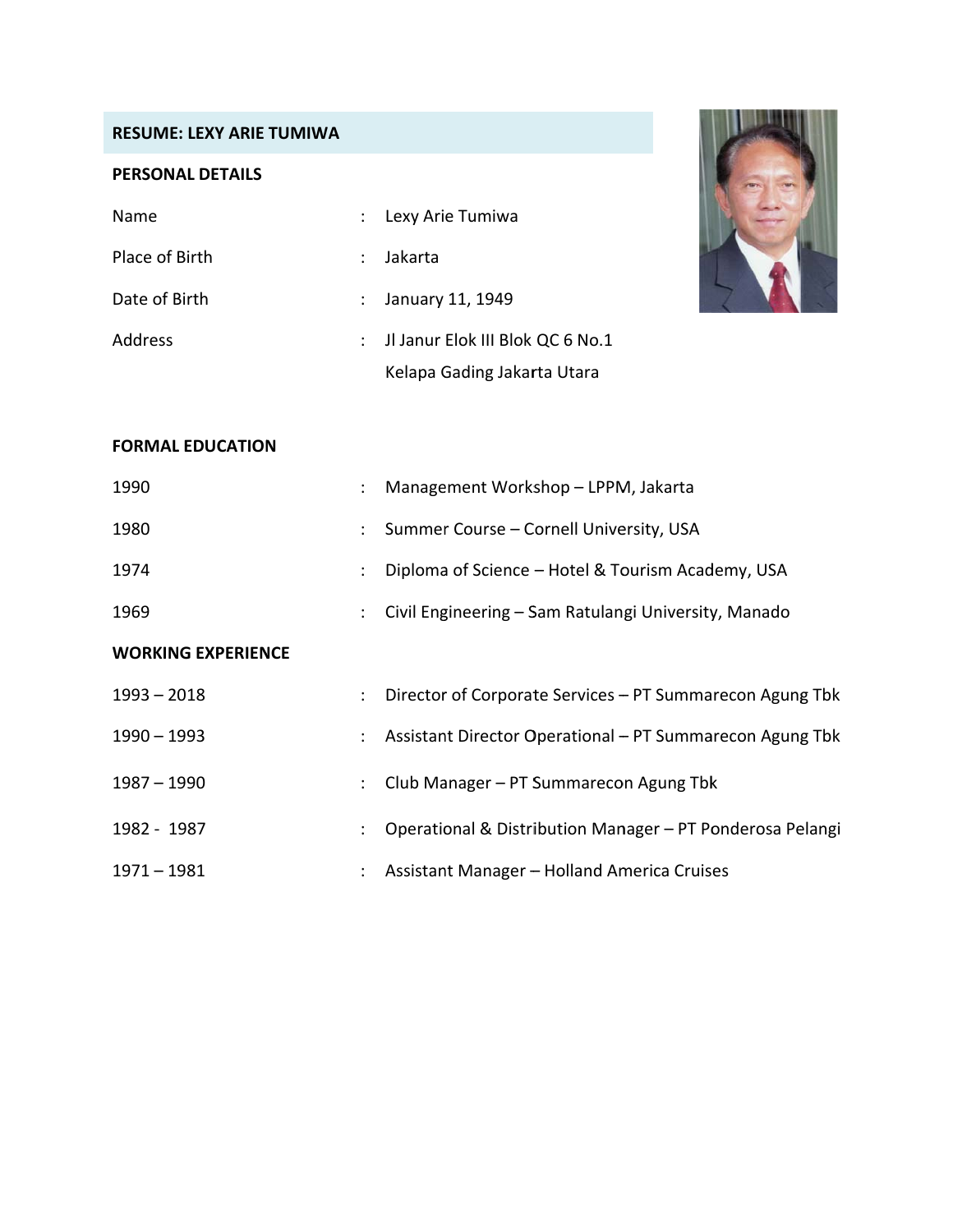# RESUME: LEXY ARIE TUMIWA

## PERSONAL DETAILS

| | | |
|---|---|---|
| Name | : | Lexy Arie Tumiwa |
| Place of Birth | : | Jakarta |
| Date of Birth | : | January 11, 1949 |
| Address | : | Jl Janur Elok III Blok QC 6 No.1<br>Kelapa Gading Jakarta Utara |

## FORMAL EDUCATION

| | | |
|---|---|---|
| 1990 | : | Management Workshop – LPPM, Jakarta |
| 1980 | : | Summer Course – Cornell University, USA |
| 1974 | : | Diploma of Science – Hotel & Tourism Academy, USA |
| 1969 | : | Civil Engineering – Sam Ratulangi University, Manado |

## WORKING EXPERIENCE

| | | |
|---|---|---|
| 1993 – 2018 | : | Director of Corporate Services – PT Summarecon Agung Tbk |
| 1990 – 1993 | : | Assistant Director Operational – PT Summarecon Agung Tbk |
| 1987 – 1990 | : | Club Manager – PT Summarecon Agung Tbk |
| 1982 - 1987 | : | Operational & Distribution Manager – PT Ponderosa Pelangi |
| 1971 – 1981 | : | Assistant Manager – Holland America Cruises |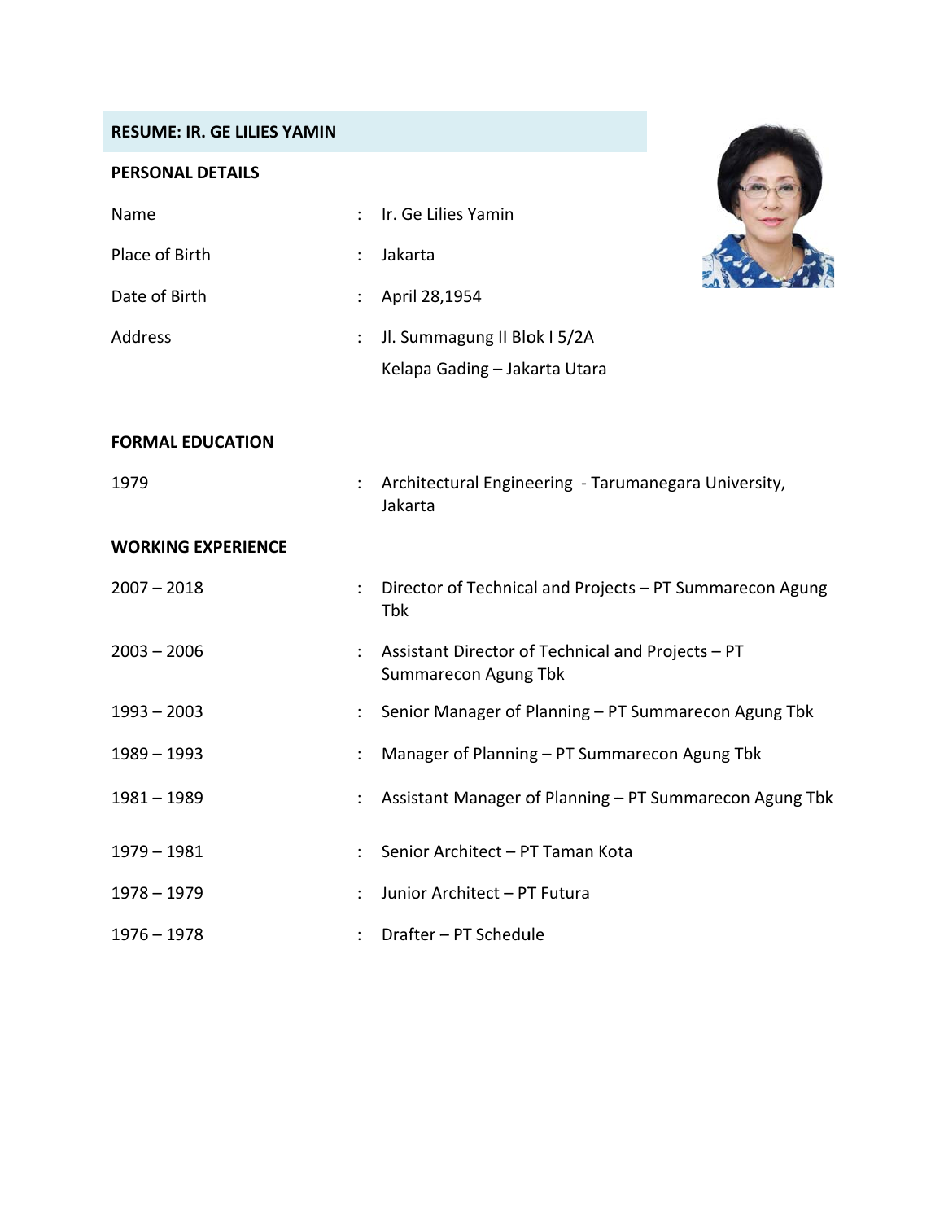## RESUME: IR. GE LILIES YAMIN

### PERSONAL DETAILS

| | | |
|---|---|---|
| Name | : | Ir. Ge Lilies Yamin |
| Place of Birth | : | Jakarta |
| Date of Birth | : | April 28,1954 |
| Address | : | Jl. Summagung II Blok I 5/2A<br>Kelapa Gading – Jakarta Utara |

### FORMAL EDUCATION

| | | |
|---|---|---|
| 1979 | : | Architectural Engineering - Tarumanegara University, Jakarta |

### WORKING EXPERIENCE

| | | |
|---|---|---|
| 2007 – 2018 | : | Director of Technical and Projects – PT Summarecon Agung Tbk |
| 2003 – 2006 | : | Assistant Director of Technical and Projects – PT Summarecon Agung Tbk |
| 1993 – 2003 | : | Senior Manager of Planning – PT Summarecon Agung Tbk |
| 1989 – 1993 | : | Manager of Planning – PT Summarecon Agung Tbk |
| 1981 – 1989 | : | Assistant Manager of Planning – PT Summarecon Agung Tbk |
| 1979 – 1981 | : | Senior Architect – PT Taman Kota |
| 1978 – 1979 | : | Junior Architect – PT Futura |
| 1976 – 1978 | : | Drafter – PT Schedule |